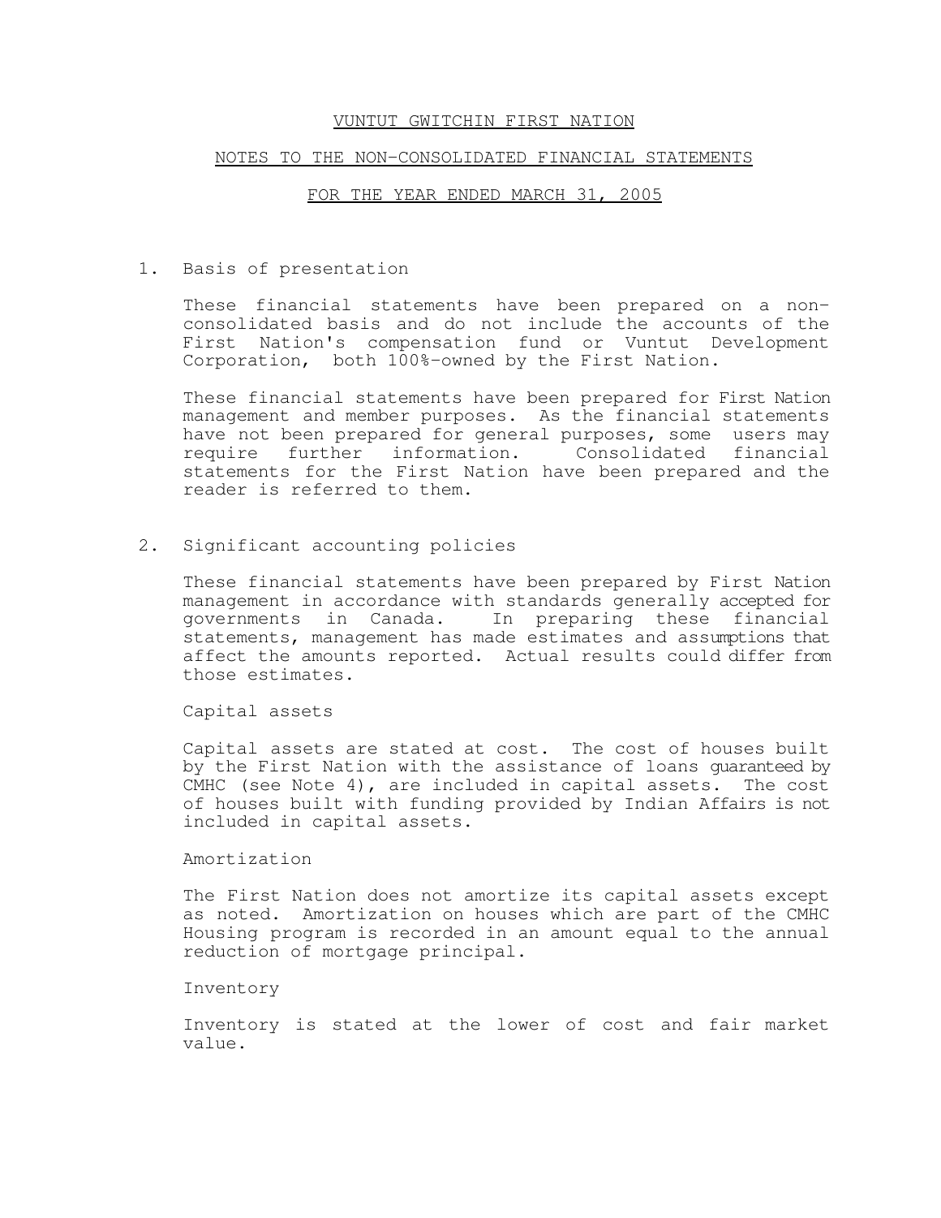# VUNTUT GWITCHIN FIRST NATION

## NOTES TO THE NON-CONSOLIDATED FINANCIAL STATEMENTS

## FOR THE YEAR ENDED MARCH 31, 2005

1. Basis of presentation

   These financial statements have been prepared on a non-consolidated basis and do not include the accounts of the First Nation's compensation fund or Vuntut Development Corporation, both 100%-owned by the First Nation.

   These financial statements have been prepared for First Nation management and member purposes. As the financial statements have not been prepared for general purposes, some users may require further information. Consolidated financial statements for the First Nation have been prepared and the reader is referred to them.

2. Significant accounting policies

   These financial statements have been prepared by First Nation management in accordance with standards generally accepted for governments in Canada. In preparing these financial statements, management has made estimates and assumptions that affect the amounts reported. Actual results could differ from those estimates.

   Capital assets

   Capital assets are stated at cost. The cost of houses built by the First Nation with the assistance of loans guaranteed by CMHC (see Note 4), are included in capital assets. The cost of houses built with funding provided by Indian Affairs is not included in capital assets.

   Amortization

   The First Nation does not amortize its capital assets except as noted. Amortization on houses which are part of the CMHC Housing program is recorded in an amount equal to the annual reduction of mortgage principal.

   Inventory

   Inventory is stated at the lower of cost and fair market value.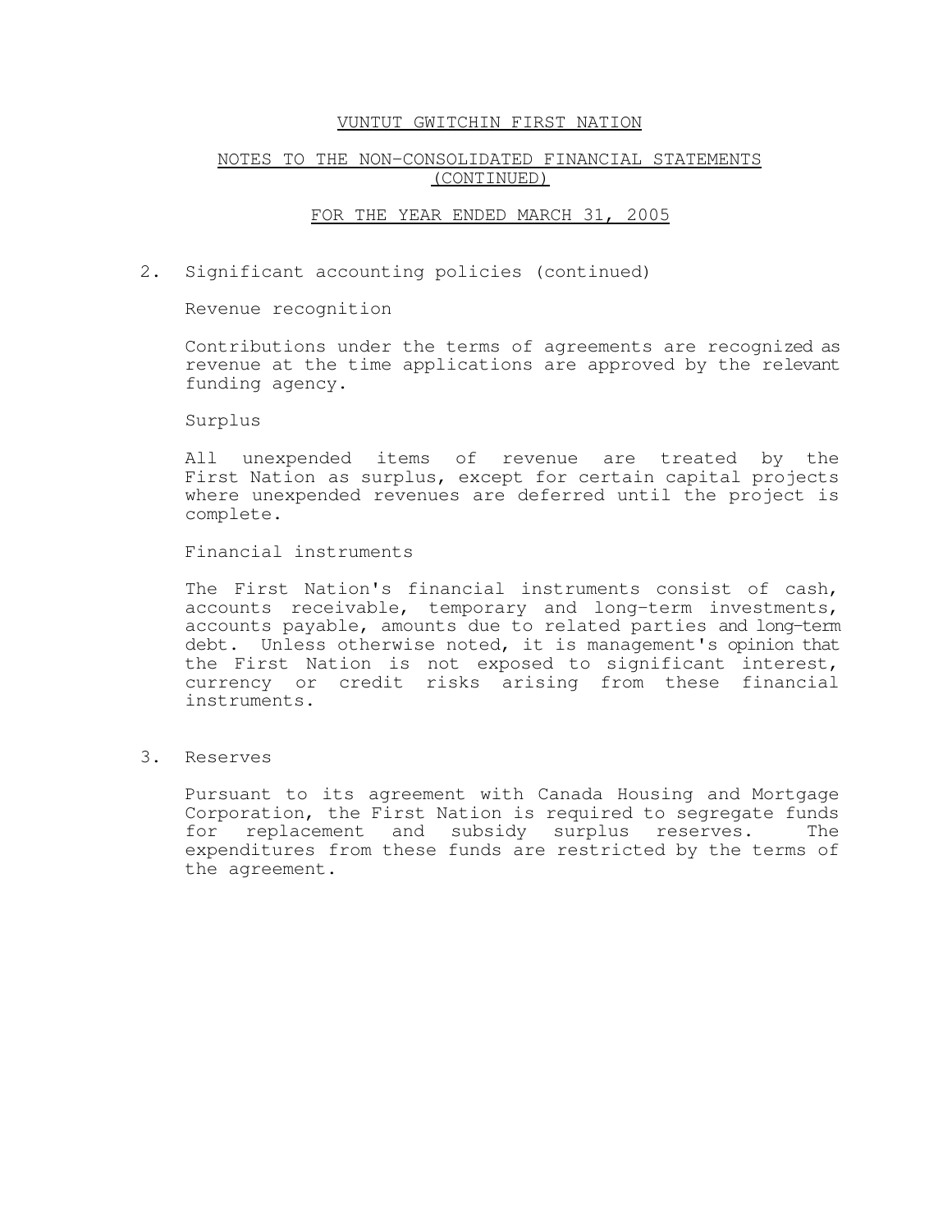# VUNTUT GWITCHIN FIRST NATION

## NOTES TO THE NON-CONSOLIDATED FINANCIAL STATEMENTS (CONTINUED)

## FOR THE YEAR ENDED MARCH 31, 2005

2. Significant accounting policies (continued)

   Revenue recognition

   Contributions under the terms of agreements are recognized as revenue at the time applications are approved by the relevant funding agency.

   Surplus

   All unexpended items of revenue are treated by the First Nation as surplus, except for certain capital projects where unexpended revenues are deferred until the project is complete.

   Financial instruments

   The First Nation's financial instruments consist of cash, accounts receivable, temporary and long-term investments, accounts payable, amounts due to related parties and long-term debt. Unless otherwise noted, it is management's opinion that the First Nation is not exposed to significant interest, currency or credit risks arising from these financial instruments.

3. Reserves

   Pursuant to its agreement with Canada Housing and Mortgage Corporation, the First Nation is required to segregate funds for replacement and subsidy surplus reserves. The expenditures from these funds are restricted by the terms of the agreement.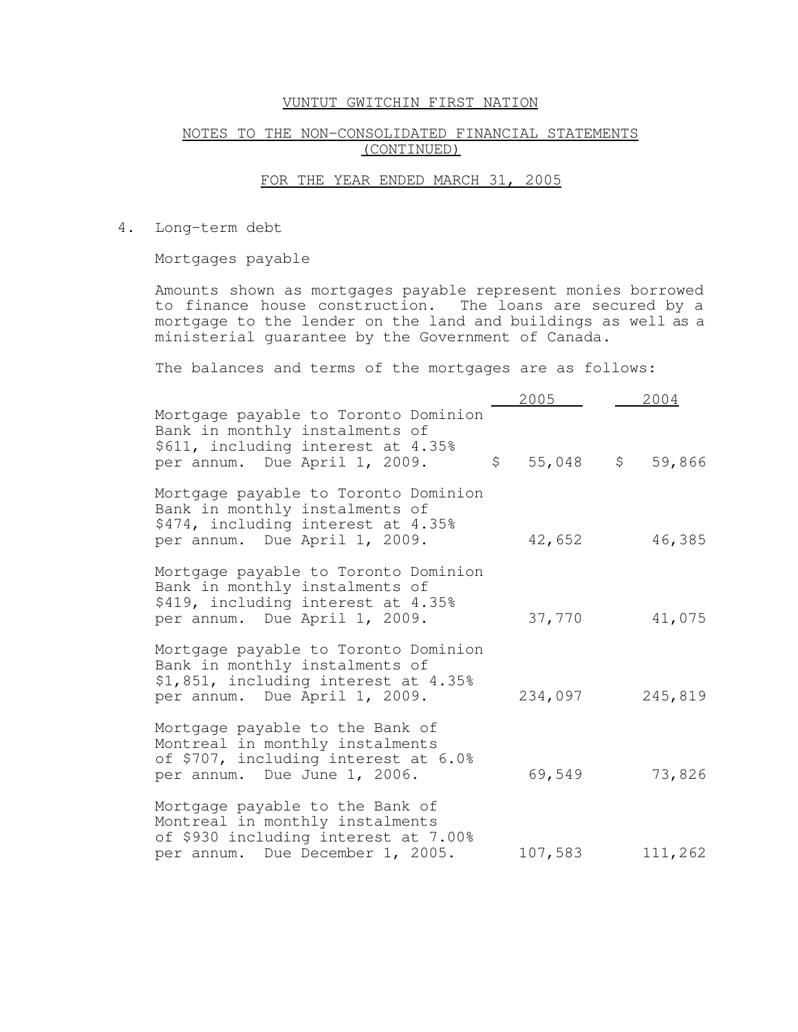VUNTUT GWITCHIN FIRST NATION

NOTES TO THE NON-CONSOLIDATED FINANCIAL STATEMENTS (CONTINUED)

FOR THE YEAR ENDED MARCH 31, 2005

4. Long-term debt

Mortgages payable

Amounts shown as mortgages payable represent monies borrowed to finance house construction. The loans are secured by a mortgage to the lender on the land and buildings as well as a ministerial guarantee by the Government of Canada.

The balances and terms of the mortgages are as follows:

| | 2005 | 2004 |
|---|---|---|
| Mortgage payable to Toronto Dominion Bank in monthly instalments of $611, including interest at 4.35% per annum. Due April 1, 2009. | $ 55,048 | $ 59,866 |
| Mortgage payable to Toronto Dominion Bank in monthly instalments of $474, including interest at 4.35% per annum. Due April 1, 2009. | 42,652 | 46,385 |
| Mortgage payable to Toronto Dominion Bank in monthly instalments of $419, including interest at 4.35% per annum. Due April 1, 2009. | 37,770 | 41,075 |
| Mortgage payable to Toronto Dominion Bank in monthly instalments of $1,851, including interest at 4.35% per annum. Due April 1, 2009. | 234,097 | 245,819 |
| Mortgage payable to the Bank of Montreal in monthly instalments of $707, including interest at 6.0% per annum. Due June 1, 2006. | 69,549 | 73,826 |
| Mortgage payable to the Bank of Montreal in monthly instalments of $930 including interest at 7.00% per annum. Due December 1, 2005. | 107,583 | 111,262 |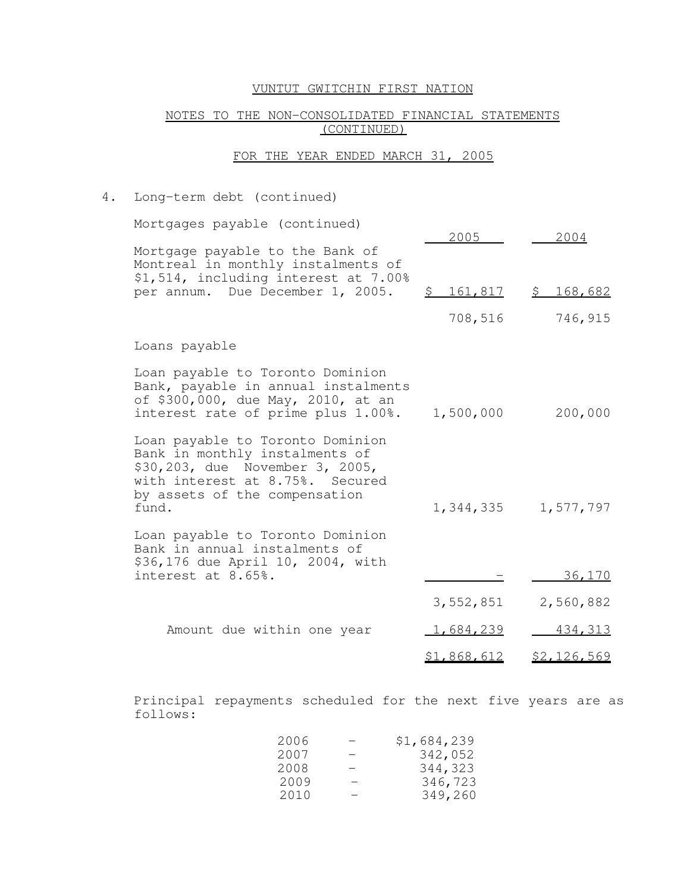VUNTUT GWITCHIN FIRST NATION

NOTES TO THE NON-CONSOLIDATED FINANCIAL STATEMENTS (CONTINUED)

FOR THE YEAR ENDED MARCH 31, 2005

4. Long-term debt (continued)

| Mortgages payable (continued) | 2005 | 2004 |
|---|---|---|
| Mortgage payable to the Bank of Montreal in monthly instalments of $1,514, including interest at 7.00% per annum. Due December 1, 2005. | $ 161,817 | $ 168,682 |
| | 708,516 | 746,915 |
| **Loans payable** | | |
| Loan payable to Toronto Dominion Bank, payable in annual instalments of $300,000, due May, 2010, at an interest rate of prime plus 1.00%. | 1,500,000 | 200,000 |
| Loan payable to Toronto Dominion Bank in monthly instalments of $30,203, due November 3, 2005, with interest at 8.75%. Secured by assets of the compensation fund. | 1,344,335 | 1,577,797 |
| Loan payable to Toronto Dominion Bank in annual instalments of $36,176 due April 10, 2004, with interest at 8.65%. | - | 36,170 |
| | 3,552,851 | 2,560,882 |
| Amount due within one year | 1,684,239 | 434,313 |
| | $1,868,612 | $2,126,569 |

Principal repayments scheduled for the next five years are as follows:

| | | |
|---|---|---|
| 2006 | - | $1,684,239 |
| 2007 | - | 342,052 |
| 2008 | - | 344,323 |
| 2009 | - | 346,723 |
| 2010 | - | 349,260 |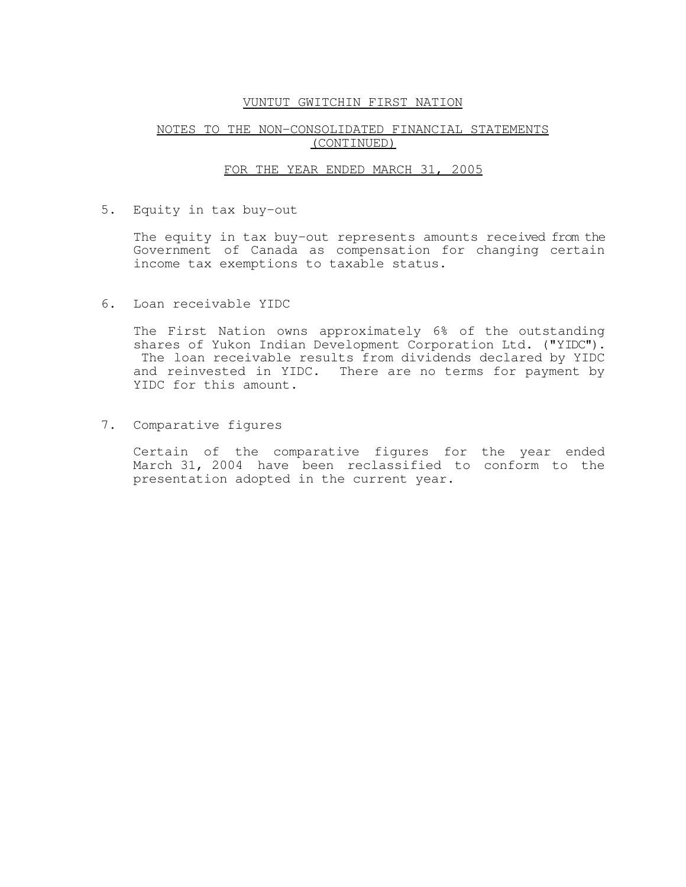VUNTUT GWITCHIN FIRST NATION

NOTES TO THE NON-CONSOLIDATED FINANCIAL STATEMENTS (CONTINUED)

FOR THE YEAR ENDED MARCH 31, 2005

5. Equity in tax buy-out

   The equity in tax buy-out represents amounts received from the Government of Canada as compensation for changing certain income tax exemptions to taxable status.

6. Loan receivable YIDC

   The First Nation owns approximately 6% of the outstanding shares of Yukon Indian Development Corporation Ltd. ("YIDC"). The loan receivable results from dividends declared by YIDC and reinvested in YIDC. There are no terms for payment by YIDC for this amount.

7. Comparative figures

   Certain of the comparative figures for the year ended March 31, 2004 have been reclassified to conform to the presentation adopted in the current year.